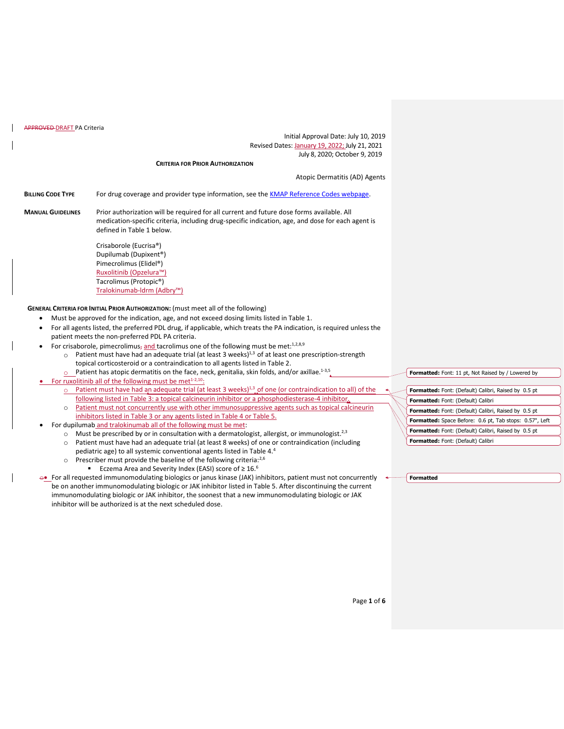APPROVED DRAFT PA Criteria

Initial Approval Date: July 10, 2019
Revised Dates: January 19, 2022; July 21, 2021
July 8, 2020; October 9, 2019

**CRITERIA FOR PRIOR AUTHORIZATION**

Atopic Dermatitis (AD) Agents

**BILLING CODE TYPE** For drug coverage and provider type information, see the KMAP Reference Codes webpage.

**MANUAL GUIDELINES** Prior authorization will be required for all current and future dose forms available. All medication-specific criteria, including drug-specific indication, age, and dose for each agent is defined in Table 1 below.

Crisaborole (Eucrisa®)
Dupilumab (Dupixent®)
Pimecrolimus (Elidel®)
Ruxolitinib (Opzelura™)
Tacrolimus (Protopic®)
Tralokinumab-ldrm (Adbry™)

**GENERAL CRITERIA FOR INITIAL PRIOR AUTHORIZATION:** (must meet all of the following)

- Must be approved for the indication, age, and not exceed dosing limits listed in Table 1.
- For all agents listed, the preferred PDL drug, if applicable, which treats the PA indication, is required unless the patient meets the non-preferred PDL PA criteria.
- For crisaborole, pimecrolimus, and tacrolimus one of the following must be met:[1,2,8,9]
  - Patient must have had an adequate trial (at least 3 weeks)[1,3] of at least one prescription-strength topical corticosteroid or a contraindication to all agents listed in Table 2.
  - Patient has atopic dermatitis on the face, neck, genitalia, skin folds, and/or axillae.[1-3,5]
- For ruxolitinib all of the following must be met[1-2,10]:
  - Patient must have had an adequate trial (at least 3 weeks)[1,3] of one (or contraindication to all) of the following listed in Table 3: a topical calcineurin inhibitor or a phosphodiesterase-4 inhibitor.
  - Patient must not concurrently use with other immunosuppressive agents such as topical calcineurin inhibitors listed in Table 3 or any agents listed in Table 4 or Table 5.
- For dupilumab and tralokinumab all of the following must be met:
  - Must be prescribed by or in consultation with a dermatologist, allergist, or immunologist.[2,3]
  - Patient must have had an adequate trial (at least 8 weeks) of one or contraindication (including pediatric age) to all systemic conventional agents listed in Table 4.[4]
  - Prescriber must provide the baseline of the following criteria:[2,6]
    - Eczema Area and Severity Index (EASI) score of ≥ 16.[6]
- For all requested immunomodulating biologics or janus kinase (JAK) inhibitors, patient must not concurrently be on another immunomodulating biologic or JAK inhibitor listed in Table 5. After discontinuing the current immunomodulating biologic or JAK inhibitor, the soonest that a new immunomodulating biologic or JAK inhibitor will be authorized is at the next scheduled dose.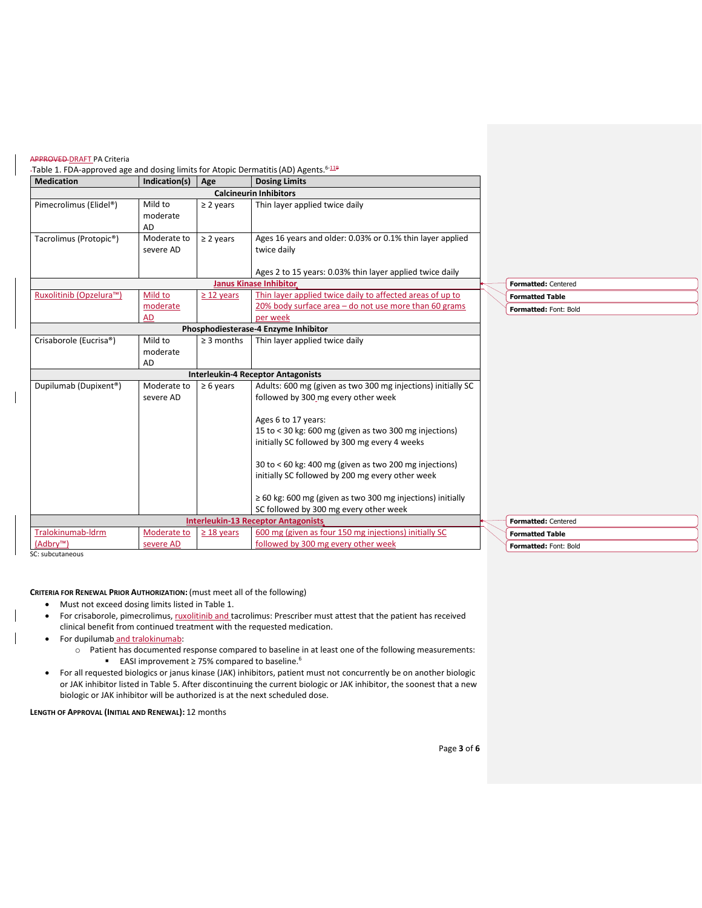APPROVED DRAFT PA Criteria

Table 1. FDA-approved age and dosing limits for Atopic Dermatitis (AD) Agents.[6-11]

| Medication | Indication(s) | Age | Dosing Limits |
|---|---|---|---|
| **Calcineurin Inhibitors** | | | |
| Pimecrolimus (Elidel®) | Mild to moderate AD | ≥ 2 years | Thin layer applied twice daily |
| Tacrolimus (Protopic®) | Moderate to severe AD | ≥ 2 years | Ages 16 years and older: 0.03% or 0.1% thin layer applied twice daily<br><br>Ages 2 to 15 years: 0.03% thin layer applied twice daily |
| **Janus Kinase Inhibitor** | | | |
| Ruxolitinib (Opzelura™) | Mild to moderate AD | ≥ 12 years | Thin layer applied twice daily to affected areas of up to 20% body surface area – do not use more than 60 grams per week |
| **Phosphodiesterase-4 Enzyme Inhibitor** | | | |
| Crisaborole (Eucrisa®) | Mild to moderate AD | ≥ 3 months | Thin layer applied twice daily |
| **Interleukin-4 Receptor Antagonists** | | | |
| Dupilumab (Dupixent®) | Moderate to severe AD | ≥ 6 years | Adults: 600 mg (given as two 300 mg injections) initially SC followed by 300 mg every other week<br><br>Ages 6 to 17 years:<br>15 to < 30 kg: 600 mg (given as two 300 mg injections) initially SC followed by 300 mg every 4 weeks<br><br>30 to < 60 kg: 400 mg (given as two 200 mg injections) initially SC followed by 200 mg every other week<br><br>≥ 60 kg: 600 mg (given as two 300 mg injections) initially SC followed by 300 mg every other week |
| **Interleukin-13 Receptor Antagonists** | | | |
| Tralokinumab-ldrm (Adbry™) | Moderate to severe AD | ≥ 18 years | 600 mg (given as four 150 mg injections) initially SC followed by 300 mg every other week |

SC: subcutaneous

**CRITERIA FOR RENEWAL PRIOR AUTHORIZATION:** (must meet all of the following)

- Must not exceed dosing limits listed in Table 1.
- For crisaborole, pimecrolimus, ruxolitinib and tacrolimus: Prescriber must attest that the patient has received clinical benefit from continued treatment with the requested medication.
- For dupilumab and tralokinumab:
  - Patient has documented response compared to baseline in at least one of the following measurements:
    - EASI improvement ≥ 75% compared to baseline.[6]
- For all requested biologics or janus kinase (JAK) inhibitors, patient must not concurrently be on another biologic or JAK inhibitor listed in Table 5. After discontinuing the current biologic or JAK inhibitor, the soonest that a new biologic or JAK inhibitor will be authorized is at the next scheduled dose.

**LENGTH OF APPROVAL (INITIAL AND RENEWAL):** 12 months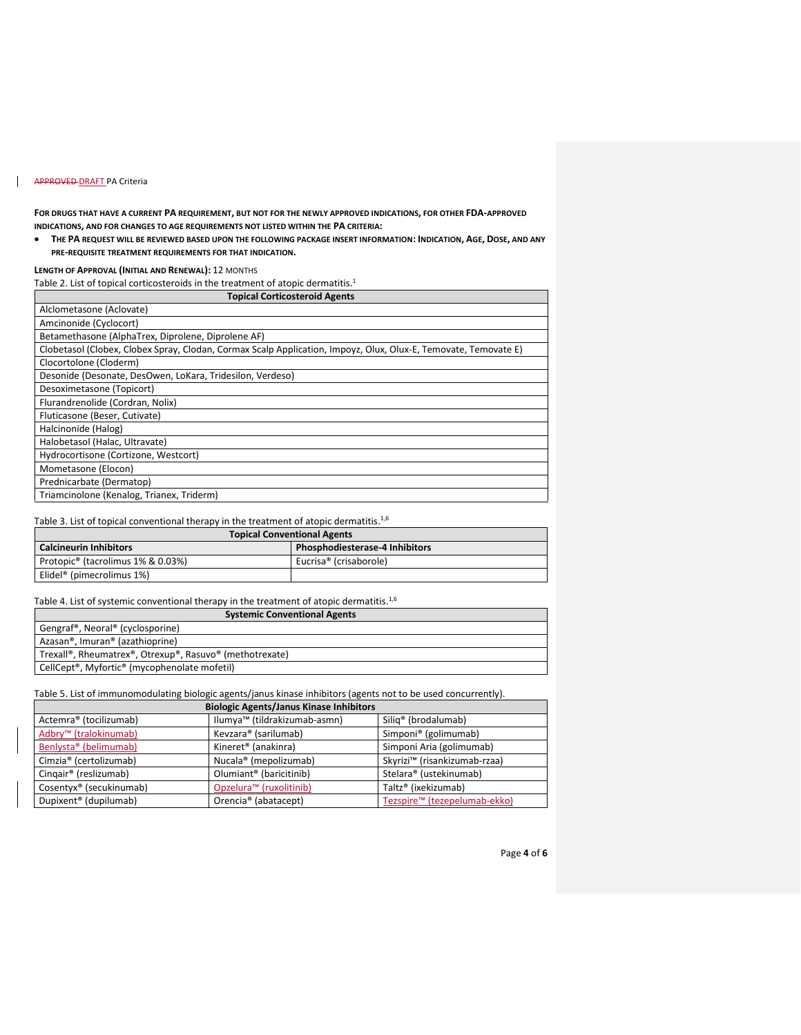APPROVED DRAFT PA Criteria

**FOR DRUGS THAT HAVE A CURRENT PA REQUIREMENT, BUT NOT FOR THE NEWLY APPROVED INDICATIONS, FOR OTHER FDA-APPROVED INDICATIONS, AND FOR CHANGES TO AGE REQUIREMENTS NOT LISTED WITHIN THE PA CRITERIA:**

- **THE PA REQUEST WILL BE REVIEWED BASED UPON THE FOLLOWING PACKAGE INSERT INFORMATION: INDICATION, AGE, DOSE, AND ANY PRE-REQUISITE TREATMENT REQUIREMENTS FOR THAT INDICATION.**

**LENGTH OF APPROVAL (INITIAL AND RENEWAL):** 12 MONTHS

Table 2. List of topical corticosteroids in the treatment of atopic dermatitis.[1]

| Topical Corticosteroid Agents |
|---|
| Alclometasone (Aclovate) |
| Amcinonide (Cyclocort) |
| Betamethasone (AlphaTrex, Diprolene, Diprolene AF) |
| Clobetasol (Clobex, Clobex Spray, Clodan, Cormax Scalp Application, Impoyz, Olux, Olux-E, Temovate, Temovate E) |
| Clocortolone (Cloderm) |
| Desonide (Desonate, DesOwen, LoKara, Tridesilon, Verdeso) |
| Desoximetasone (Topicort) |
| Flurandrenolide (Cordran, Nolix) |
| Fluticasone (Beser, Cutivate) |
| Halcinonide (Halog) |
| Halobetasol (Halac, Ultravate) |
| Hydrocortisone (Cortizone, Westcort) |
| Mometasone (Elocon) |
| Prednicarbate (Dermatop) |
| Triamcinolone (Kenalog, Trianex, Triderm) |

Table 3. List of topical conventional therapy in the treatment of atopic dermatitis.[1,6]

| Topical Conventional Agents | |
|---|---|
| **Calcineurin Inhibitors** | **Phosphodiesterase-4 Inhibitors** |
| Protopic® (tacrolimus 1% & 0.03%) | Eucrisa® (crisaborole) |
| Elidel® (pimecrolimus 1%) | |

Table 4. List of systemic conventional therapy in the treatment of atopic dermatitis.[1,6]

| Systemic Conventional Agents |
|---|
| Gengraf®, Neoral® (cyclosporine) |
| Azasan®, Imuran® (azathioprine) |
| Trexall®, Rheumatrex®, Otrexup®, Rasuvo® (methotrexate) |
| CellCept®, Myfortic® (mycophenolate mofetil) |

Table 5. List of immunomodulating biologic agents/janus kinase inhibitors (agents not to be used concurrently).

| Biologic Agents/Janus Kinase Inhibitors | | |
|---|---|---|
| Actemra® (tocilizumab) | Ilumya™ (tildrakizumab-asmn) | Siliq® (brodalumab) |
| Adbry™ (tralokinumab) | Kevzara® (sarilumab) | Simponi® (golimumab) |
| Benlysta® (belimumab) | Kineret® (anakinra) | Simponi Aria (golimumab) |
| Cimzia® (certolizumab) | Nucala® (mepolizumab) | Skyrizi™ (risankizumab-rzaa) |
| Cinqair® (reslizumab) | Olumiant® (baricitinib) | Stelara® (ustekinumab) |
| Cosentyx® (secukinumab) | Opzelura™ (ruxolitinib) | Taltz® (ixekizumab) |
| Dupixent® (dupilumab) | Orencia® (abatacept) | Tezspire™ (tezepelumab-ekko) |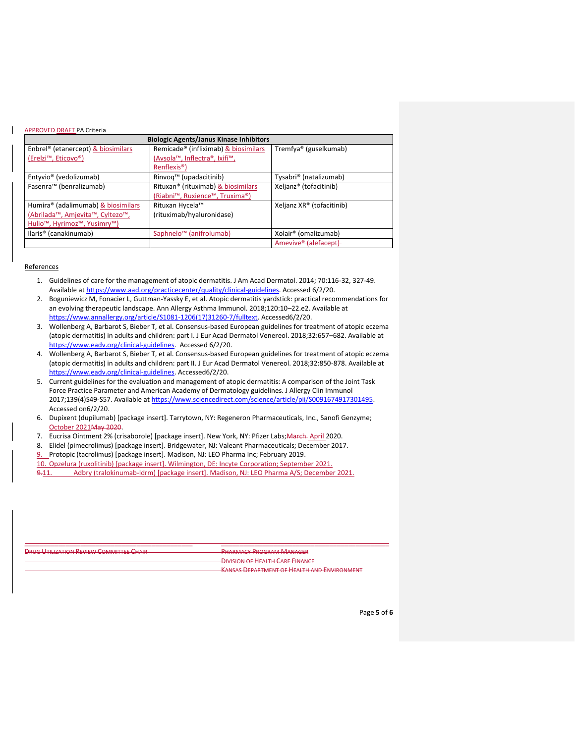APPROVED DRAFT PA Criteria

| Biologic Agents/Janus Kinase Inhibitors | | |
|---|---|---|
| Enbrel® (etanercept) & biosimilars (Erelzi™, Eticovo®) | Remicade® (infliximab) & biosimilars (Avsola™, Inflectra®, Ixifi™, Renflexis®) | Tremfya® (guselkumab) |
| Entyvio® (vedolizumab) | Rinvoq™ (upadacitinib) | Tysabri® (natalizumab) |
| Fasenra™ (benralizumab) | Rituxan® (rituximab) & biosimilars (Riabni™, Ruxience™, Truxima®) | Xeljanz® (tofacitinib) |
| Humira® (adalimumab) & biosimilars (Abrilada™, Amjevita™, Cyltezo™, Hulio™, Hyrimoz™, Yusimry™) | Rituxan Hycela™ (rituximab/hyaluronidase) | Xeljanz XR® (tofacitinib) |
| Ilaris® (canakinumab) | Saphnelo™ (anifrolumab) | Xolair® (omalizumab) |
| | | Amevive® (alefacept) |

References

1. Guidelines of care for the management of atopic dermatitis. J Am Acad Dermatol. 2014; 70:116-32, 327-49. Available at https://www.aad.org/practicecenter/quality/clinical-guidelines. Accessed 6/2/20.
2. Boguniewicz M, Fonacier L, Guttman-Yassky E, et al. Atopic dermatitis yardstick: practical recommendations for an evolving therapeutic landscape. Ann Allergy Asthma Immunol. 2018;120:10–22.e2. Available at https://www.annallergy.org/article/S1081-1206(17)31260-7/fulltext. Accessed6/2/20.
3. Wollenberg A, Barbarot S, Bieber T, et al. Consensus-based European guidelines for treatment of atopic eczema (atopic dermatitis) in adults and children: part I. J Eur Acad Dermatol Venereol. 2018;32:657–682. Available at https://www.eadv.org/clinical-guidelines. Accessed 6/2/20.
4. Wollenberg A, Barbarot S, Bieber T, et al. Consensus-based European guidelines for treatment of atopic eczema (atopic dermatitis) in adults and children: part II. J Eur Acad Dermatol Venereol. 2018;32:850-878. Available at https://www.eadv.org/clinical-guidelines. Accessed6/2/20.
5. Current guidelines for the evaluation and management of atopic dermatitis: A comparison of the Joint Task Force Practice Parameter and American Academy of Dermatology guidelines. J Allergy Clin Immunol 2017;139(4)S49-S57. Available at https://www.sciencedirect.com/science/article/pii/S0091674917301495. Accessed on6/2/20.
6. Dupixent (dupilumab) [package insert]. Tarrytown, NY: Regeneron Pharmaceuticals, Inc., Sanofi Genzyme; October 2021May 2020.
7. Eucrisa Ointment 2% (crisaborole) [package insert]. New York, NY: Pfizer Labs;March April 2020.
8. Elidel (pimecrolimus) [package insert]. Bridgewater, NJ: Valeant Pharmaceuticals; December 2017.
9. Protopic (tacrolimus) [package insert]. Madison, NJ: LEO Pharma Inc; February 2019.
10. Opzelura (ruxolitinib) [package insert]. Wilmington, DE: Incyte Corporation; September 2021.
11. Adbry (tralokinumab-ldrm) [package insert]. Madison, NJ: LEO Pharma A/S; December 2021.

DRUG UTILIZATION REVIEW COMMITTEE CHAIR

PHARMACY PROGRAM MANAGER
DIVISION OF HEALTH CARE FINANCE
KANSAS DEPARTMENT OF HEALTH AND ENVIRONMENT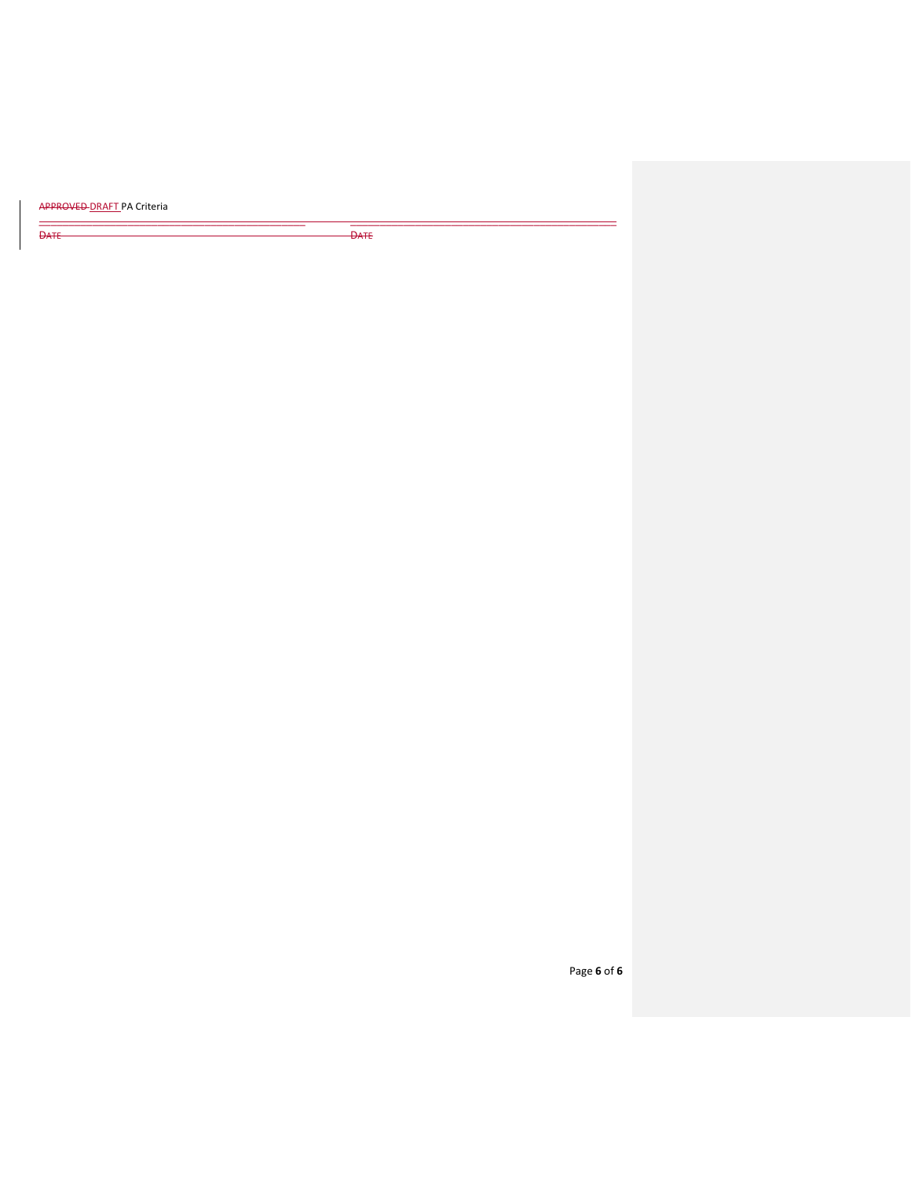~~APPROVED~~ DRAFT PA Criteria

_______________________________________________ _______________________________________________

~~DATE~~ ~~DATE~~